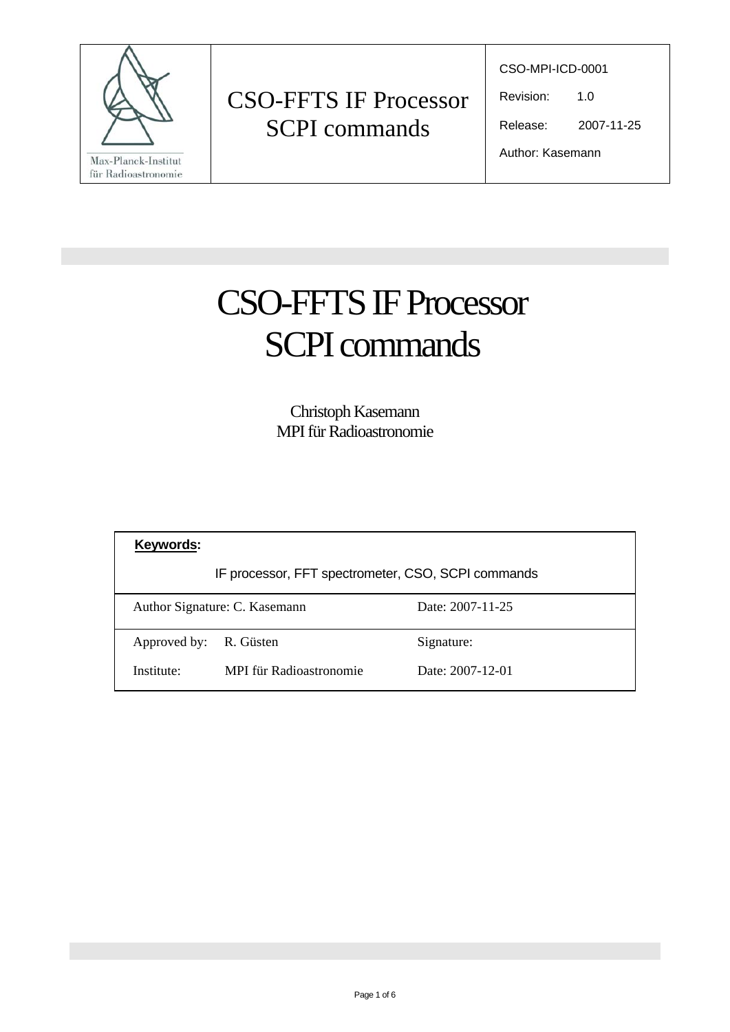| Max-Planck-Institut für Radioastronomie | CSO-FFTS IF Processor SCPI commands | CSO-MPI-ICD-0001<br>Revision: 1.0<br>Release: 2007-11-25<br>Author: Kasemann |
| --- | --- | --- |

# CSO-FFTS IF Processor SCPI commands

Christoph Kasemann
MPI für Radioastronomie

| **Keywords:** IF processor, FFT spectrometer, CSO, SCPI commands | |
| --- | --- |
| Author Signature: C. Kasemann | Date: 2007-11-25 |
| Approved by: R. Güsten<br>Institute: MPI für Radioastronomie | Signature:<br>Date: 2007-12-01 |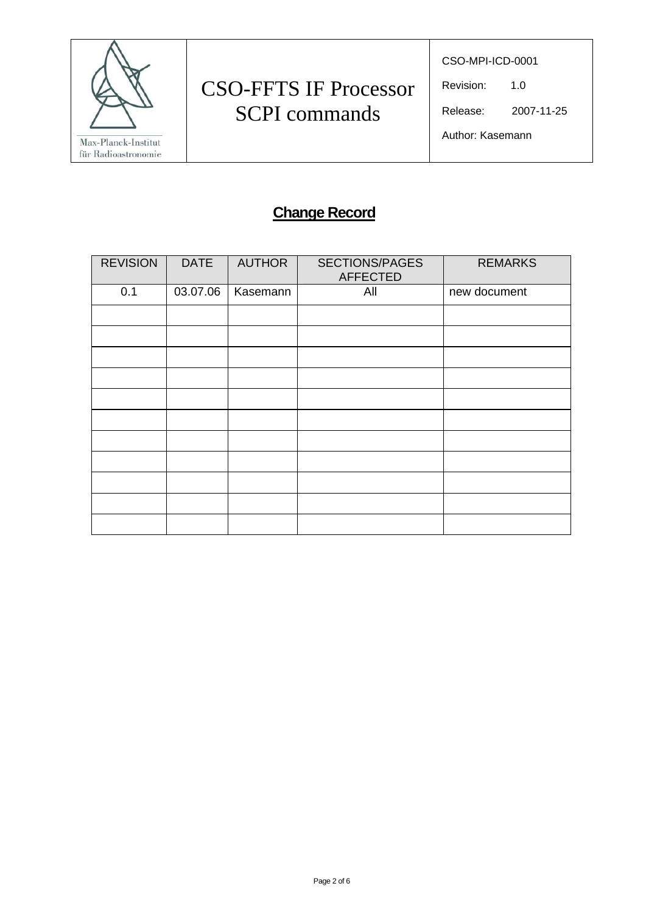## Change Record

| REVISION | DATE | AUTHOR | SECTIONS/PAGES AFFECTED | REMARKS |
|---|---|---|---|---|
| 0.1 | 03.07.06 | Kasemann | All | new document |
| | | | | |
| | | | | |
| | | | | |
| | | | | |
| | | | | |
| | | | | |
| | | | | |
| | | | | |
| | | | | |
| | | | | |
| | | | | |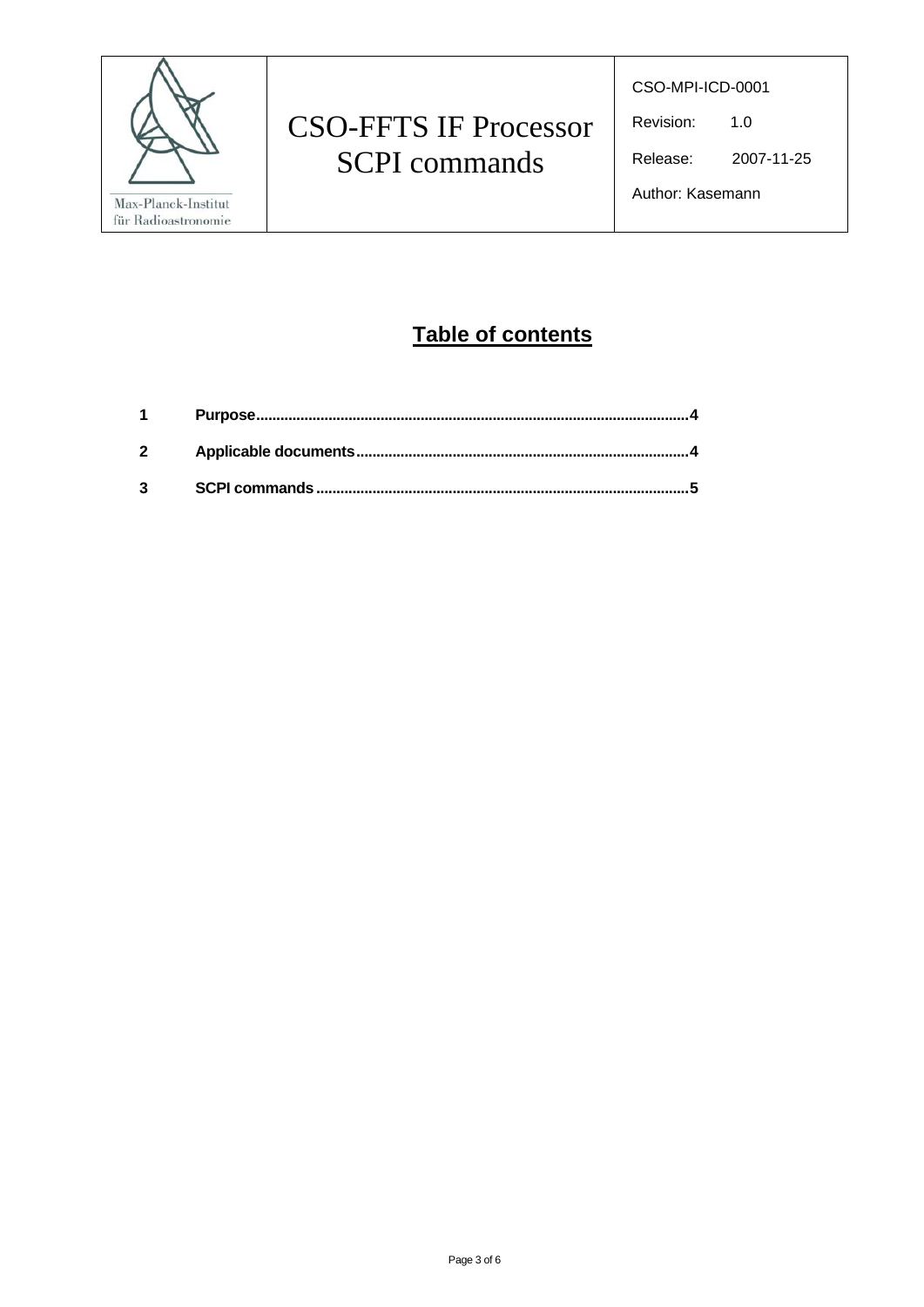# Table of contents

| | | |
|---|---|---|
| **1** | **Purpose** | **4** |
| **2** | **Applicable documents** | **4** |
| **3** | **SCPI commands** | **5** |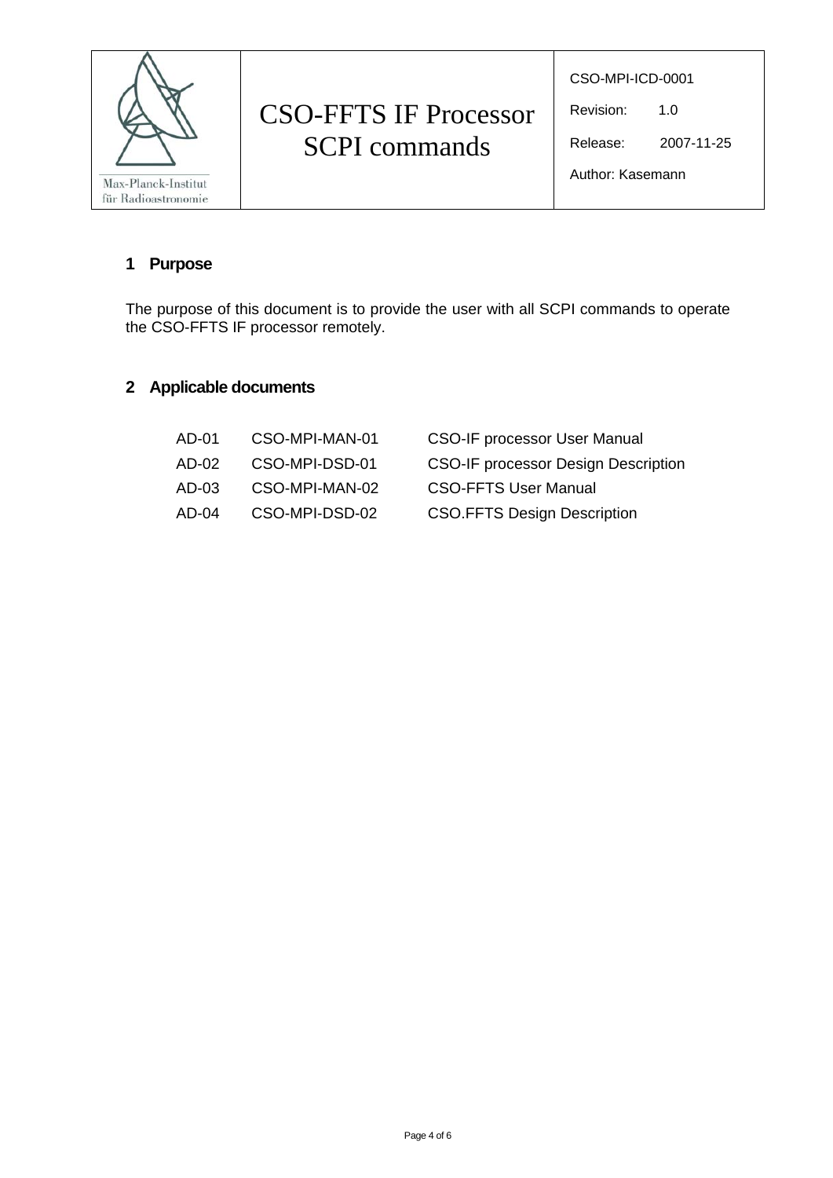## 1 Purpose

The purpose of this document is to provide the user with all SCPI commands to operate the CSO-FFTS IF processor remotely.

## 2 Applicable documents

| | | |
|---|---|---|
| AD-01 | CSO-MPI-MAN-01 | CSO-IF processor User Manual |
| AD-02 | CSO-MPI-DSD-01 | CSO-IF processor Design Description |
| AD-03 | CSO-MPI-MAN-02 | CSO-FFTS User Manual |
| AD-04 | CSO-MPI-DSD-02 | CSO.FFTS Design Description |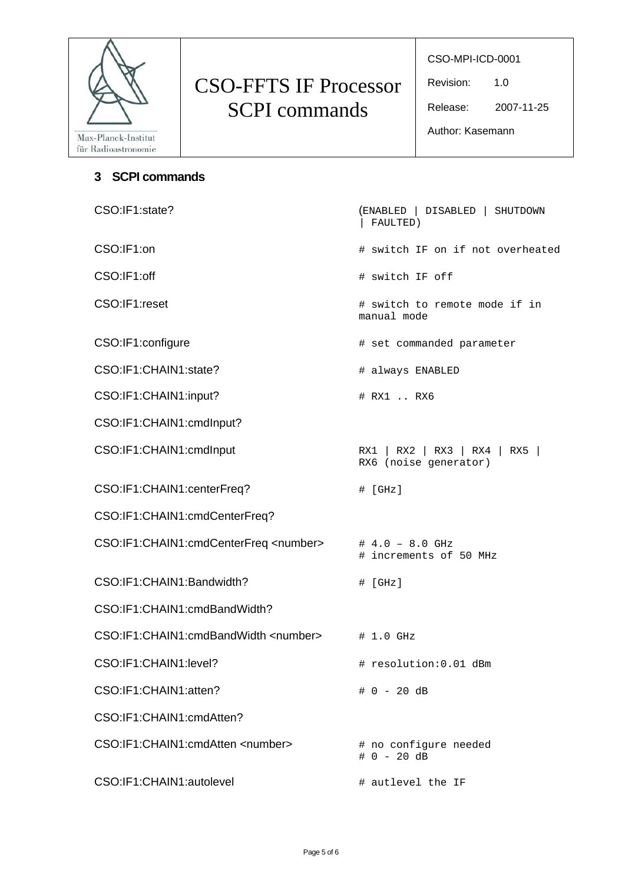## 3 SCPI commands

| | |
|---|---|
| CSO:IF1:state? | (ENABLED \| DISABLED \| SHUTDOWN \| FAULTED) |
| CSO:IF1:on | # switch IF on if not overheated |
| CSO:IF1:off | # switch IF off |
| CSO:IF1:reset | # switch to remote mode if in manual mode |
| CSO:IF1:configure | # set commanded parameter |
| CSO:IF1:CHAIN1:state? | # always ENABLED |
| CSO:IF1:CHAIN1:input? | # RX1 .. RX6 |
| CSO:IF1:CHAIN1:cmdInput? | |
| CSO:IF1:CHAIN1:cmdInput | RX1 \| RX2 \| RX3 \| RX4 \| RX5 \| RX6 (noise generator) |
| CSO:IF1:CHAIN1:centerFreq? | # [GHz] |
| CSO:IF1:CHAIN1:cmdCenterFreq? | |
| CSO:IF1:CHAIN1:cmdCenterFreq <number> | # 4.0 – 8.0 GHz<br># increments of 50 MHz |
| CSO:IF1:CHAIN1:Bandwidth? | # [GHz] |
| CSO:IF1:CHAIN1:cmdBandWidth? | |
| CSO:IF1:CHAIN1:cmdBandWidth <number> | # 1.0 GHz |
| CSO:IF1:CHAIN1:level? | # resolution:0.01 dBm |
| CSO:IF1:CHAIN1:atten? | # 0 - 20 dB |
| CSO:IF1:CHAIN1:cmdAtten? | |
| CSO:IF1:CHAIN1:cmdAtten <number> | # no configure needed<br># 0 - 20 dB |
| CSO:IF1:CHAIN1:autolevel | # autlevel the IF |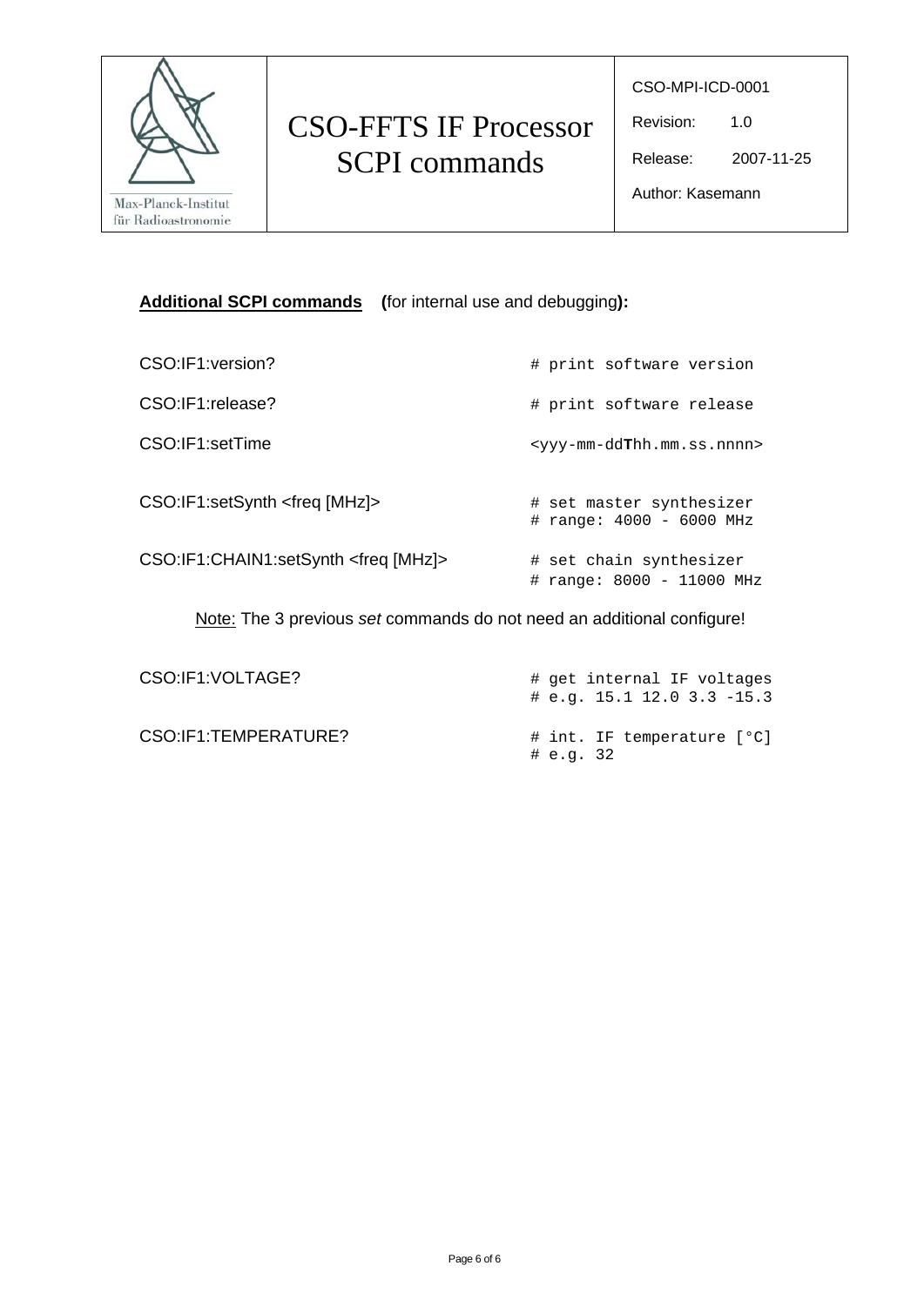**Additional SCPI commands (for internal use and debugging):**

| | |
|---|---|
| CSO:IF1:version? | # print software version |
| CSO:IF1:release? | # print software release |
| CSO:IF1:setTime | <yyy-mm-dd**T**hh.mm.ss.nnnn> |
| CSO:IF1:setSynth <freq [MHz]> | # set master synthesizer<br># range: 4000 - 6000 MHz |
| CSO:IF1:CHAIN1:setSynth <freq [MHz]> | # set chain synthesizer<br># range: 8000 - 11000 MHz |

Note: The 3 previous *set* commands do not need an additional configure!

| | |
|---|---|
| CSO:IF1:VOLTAGE? | # get internal IF voltages<br># e.g. 15.1 12.0 3.3 -15.3 |
| CSO:IF1:TEMPERATURE? | # int. IF temperature [°C]<br># e.g. 32 |